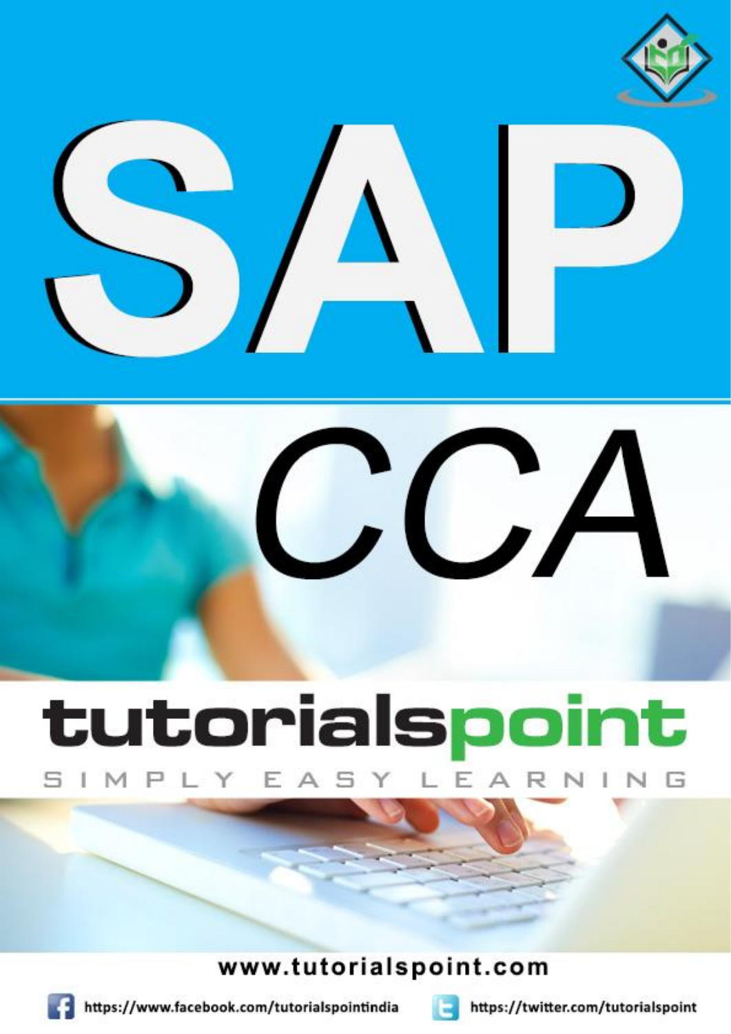# SAP

# CCA

tutorialspoint

SIMPLY EASY LEARNING

www.tutorialspoint.com

https://www.facebook.com/tutorialspointindia

https://twitter.com/tutorialspoint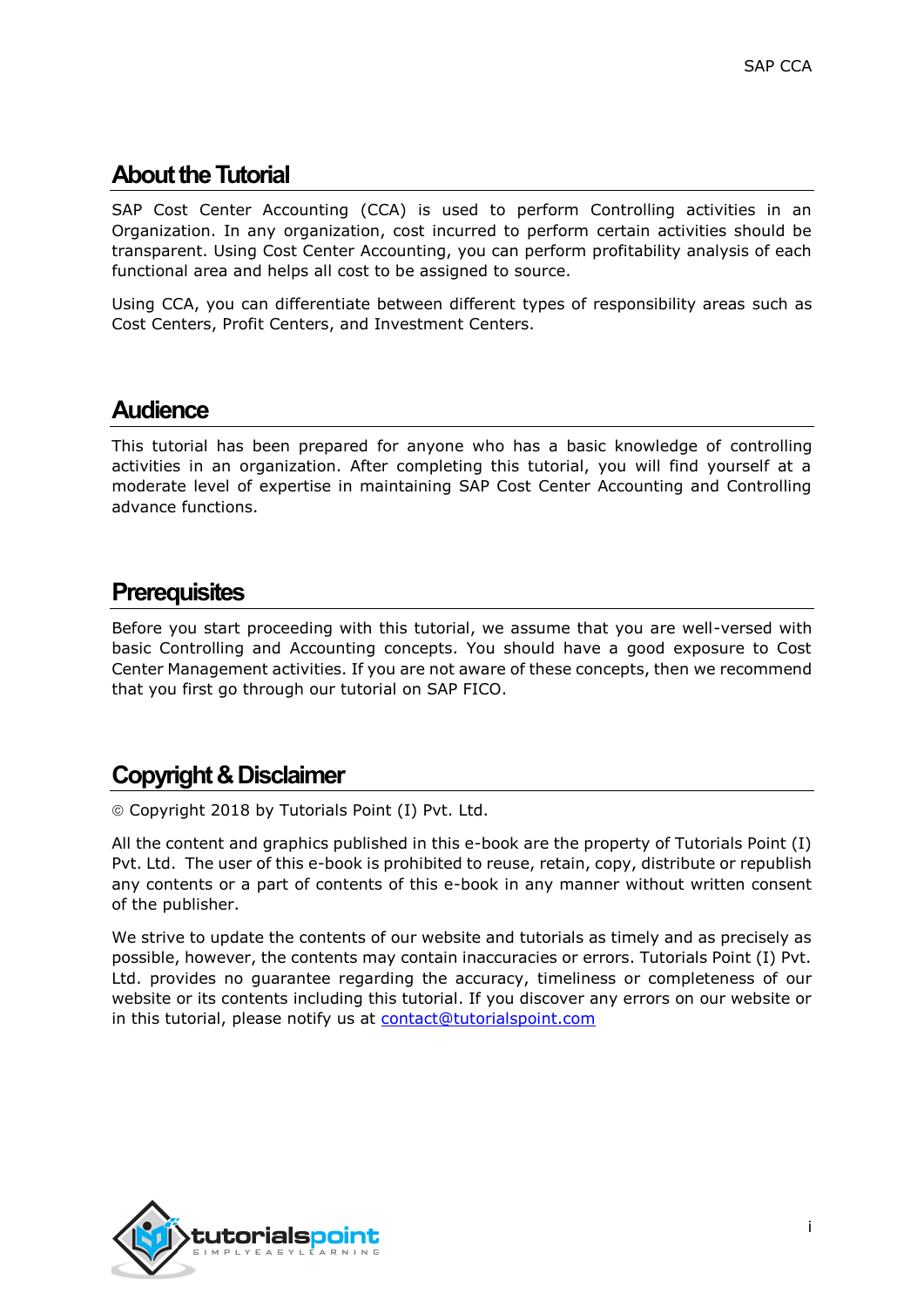# About the Tutorial

SAP Cost Center Accounting (CCA) is used to perform Controlling activities in an Organization. In any organization, cost incurred to perform certain activities should be transparent. Using Cost Center Accounting, you can perform profitability analysis of each functional area and helps all cost to be assigned to source.

Using CCA, you can differentiate between different types of responsibility areas such as Cost Centers, Profit Centers, and Investment Centers.

# Audience

This tutorial has been prepared for anyone who has a basic knowledge of controlling activities in an organization. After completing this tutorial, you will find yourself at a moderate level of expertise in maintaining SAP Cost Center Accounting and Controlling advance functions.

# Prerequisites

Before you start proceeding with this tutorial, we assume that you are well-versed with basic Controlling and Accounting concepts. You should have a good exposure to Cost Center Management activities. If you are not aware of these concepts, then we recommend that you first go through our tutorial on SAP FICO.

# Copyright & Disclaimer

© Copyright 2018 by Tutorials Point (I) Pvt. Ltd.

All the content and graphics published in this e-book are the property of Tutorials Point (I) Pvt. Ltd. The user of this e-book is prohibited to reuse, retain, copy, distribute or republish any contents or a part of contents of this e-book in any manner without written consent of the publisher.

We strive to update the contents of our website and tutorials as timely and as precisely as possible, however, the contents may contain inaccuracies or errors. Tutorials Point (I) Pvt. Ltd. provides no guarantee regarding the accuracy, timeliness or completeness of our website or its contents including this tutorial. If you discover any errors on our website or in this tutorial, please notify us at contact@tutorialspoint.com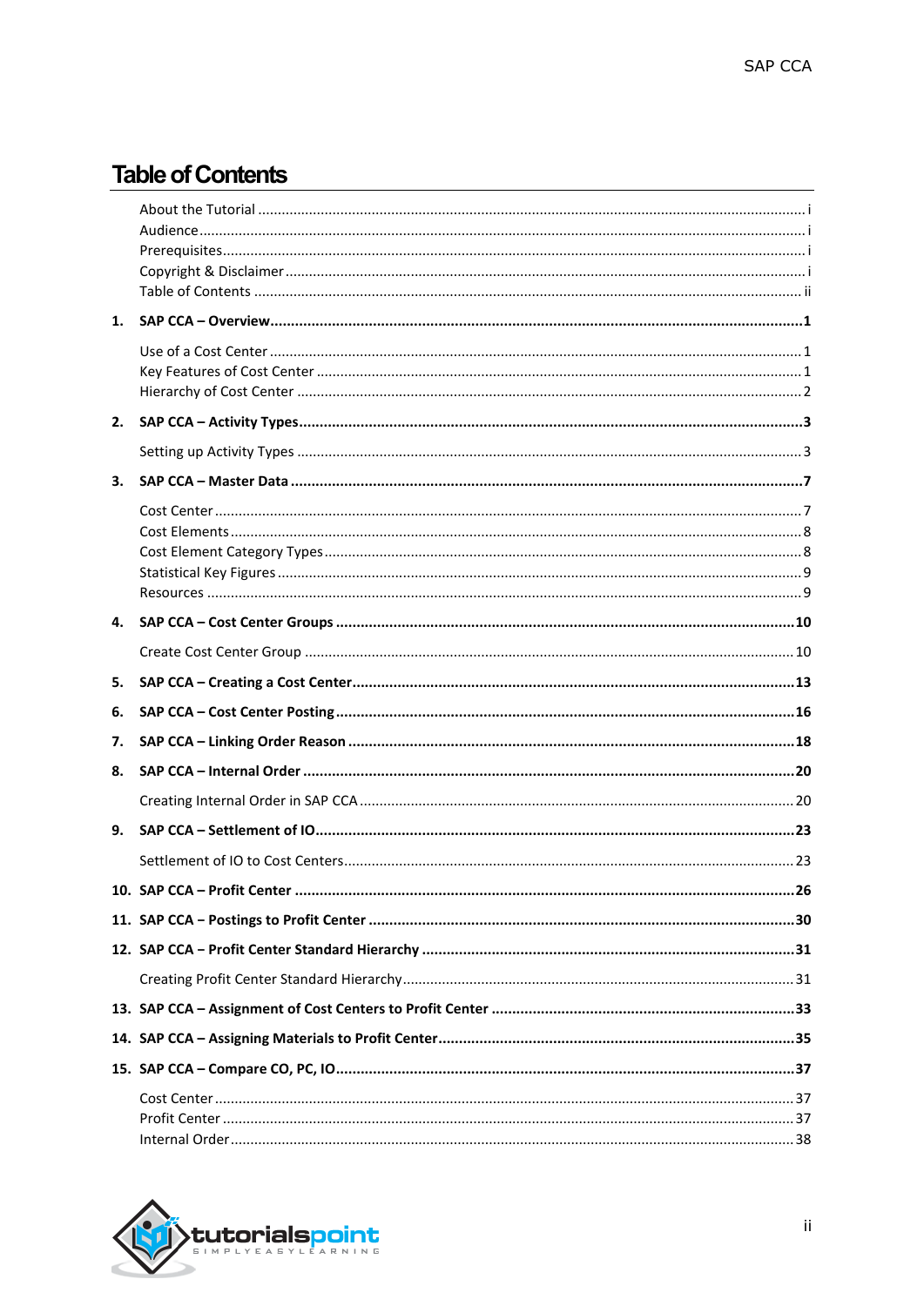# Table of Contents

About the Tutorial ........ i
Audience ........ i
Prerequisites ........ i
Copyright & Disclaimer ........ i
Table of Contents ........ ii

**1. SAP CCA – Overview ........ 1**

Use of a Cost Center ........ 1
Key Features of Cost Center ........ 1
Hierarchy of Cost Center ........ 2

**2. SAP CCA – Activity Types ........ 3**

Setting up Activity Types ........ 3

**3. SAP CCA – Master Data ........ 7**

Cost Center ........ 7
Cost Elements ........ 8
Cost Element Category Types ........ 8
Statistical Key Figures ........ 9
Resources ........ 9

**4. SAP CCA – Cost Center Groups ........ 10**

Create Cost Center Group ........ 10

**5. SAP CCA – Creating a Cost Center ........ 13**

**6. SAP CCA – Cost Center Posting ........ 16**

**7. SAP CCA – Linking Order Reason ........ 18**

**8. SAP CCA – Internal Order ........ 20**

Creating Internal Order in SAP CCA ........ 20

**9. SAP CCA – Settlement of IO ........ 23**

Settlement of IO to Cost Centers ........ 23

**10. SAP CCA – Profit Center ........ 26**

**11. SAP CCA – Postings to Profit Center ........ 30**

**12. SAP CCA – Profit Center Standard Hierarchy ........ 31**

Creating Profit Center Standard Hierarchy ........ 31

**13. SAP CCA – Assignment of Cost Centers to Profit Center ........ 33**

**14. SAP CCA – Assigning Materials to Profit Center ........ 35**

**15. SAP CCA – Compare CO, PC, IO ........ 37**

Cost Center ........ 37
Profit Center ........ 37
Internal Order ........ 38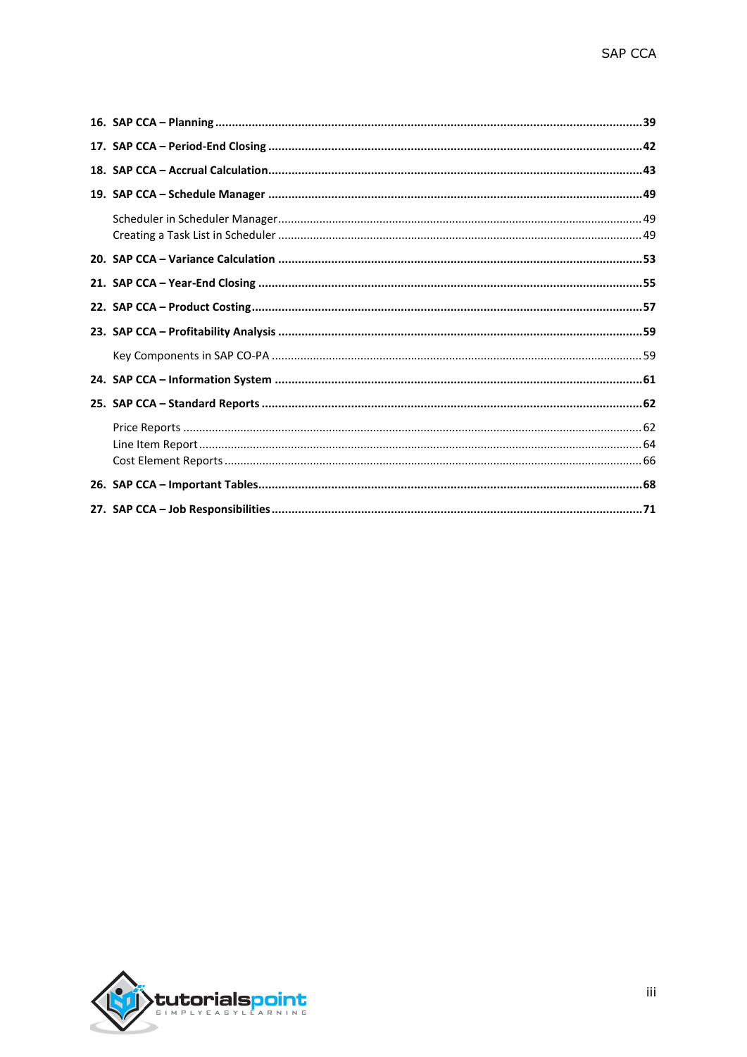**16. SAP CCA – Planning** ....................................................................................................................... **39**

**17. SAP CCA – Period-End Closing** ........................................................................................................ **42**

**18. SAP CCA – Accrual Calculation** ........................................................................................................ **43**

**19. SAP CCA – Schedule Manager** ........................................................................................................ **49**

Scheduler in Scheduler Manager ................................................................................................. 49
Creating a Task List in Scheduler ................................................................................................. 49

**20. SAP CCA – Variance Calculation** ...................................................................................................... **53**

**21. SAP CCA – Year-End Closing** ............................................................................................................ **55**

**22. SAP CCA – Product Costing** .............................................................................................................. **57**

**23. SAP CCA – Profitability Analysis** ...................................................................................................... **59**

Key Components in SAP CO-PA .................................................................................................. 59

**24. SAP CCA – Information System** ....................................................................................................... **61**

**25. SAP CCA – Standard Reports** ........................................................................................................... **62**

Price Reports ................................................................................................................................ 62
Line Item Report ........................................................................................................................... 64
Cost Element Reports ................................................................................................................... 66

**26. SAP CCA – Important Tables** ............................................................................................................. **68**

**27. SAP CCA – Job Responsibilities** ......................................................................................................... **71**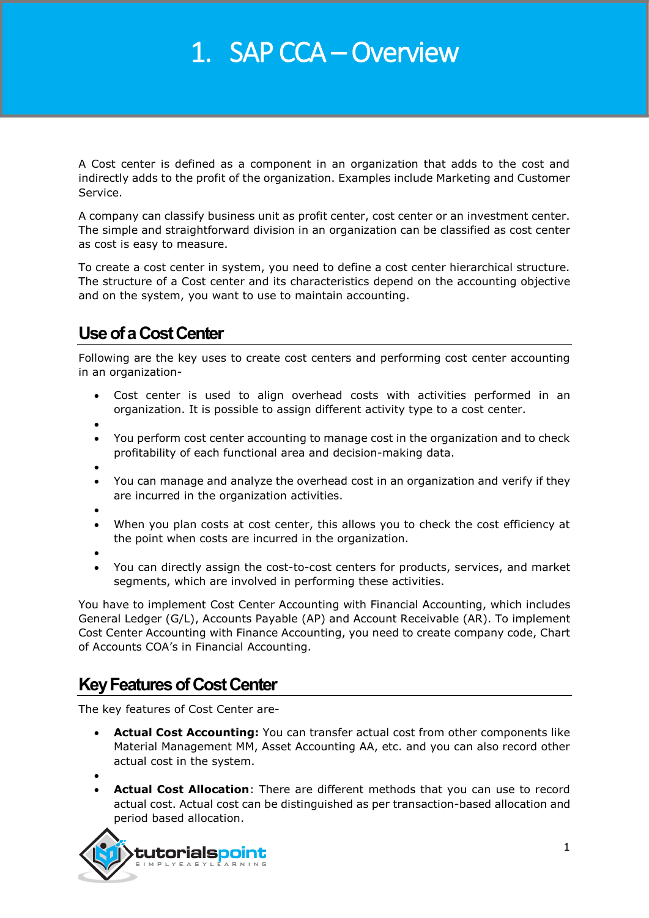# 1. SAP CCA – Overview

A Cost center is defined as a component in an organization that adds to the cost and indirectly adds to the profit of the organization. Examples include Marketing and Customer Service.

A company can classify business unit as profit center, cost center or an investment center. The simple and straightforward division in an organization can be classified as cost center as cost is easy to measure.

To create a cost center in system, you need to define a cost center hierarchical structure. The structure of a Cost center and its characteristics depend on the accounting objective and on the system, you want to use to maintain accounting.

## Use of a Cost Center

Following are the key uses to create cost centers and performing cost center accounting in an organization-

- Cost center is used to align overhead costs with activities performed in an organization. It is possible to assign different activity type to a cost center.
- You perform cost center accounting to manage cost in the organization and to check profitability of each functional area and decision-making data.
- You can manage and analyze the overhead cost in an organization and verify if they are incurred in the organization activities.
- When you plan costs at cost center, this allows you to check the cost efficiency at the point when costs are incurred in the organization.
- You can directly assign the cost-to-cost centers for products, services, and market segments, which are involved in performing these activities.

You have to implement Cost Center Accounting with Financial Accounting, which includes General Ledger (G/L), Accounts Payable (AP) and Account Receivable (AR). To implement Cost Center Accounting with Finance Accounting, you need to create company code, Chart of Accounts COA's in Financial Accounting.

## Key Features of Cost Center

The key features of Cost Center are-

- **Actual Cost Accounting:** You can transfer actual cost from other components like Material Management MM, Asset Accounting AA, etc. and you can also record other actual cost in the system.
- **Actual Cost Allocation**: There are different methods that you can use to record actual cost. Actual cost can be distinguished as per transaction-based allocation and period based allocation.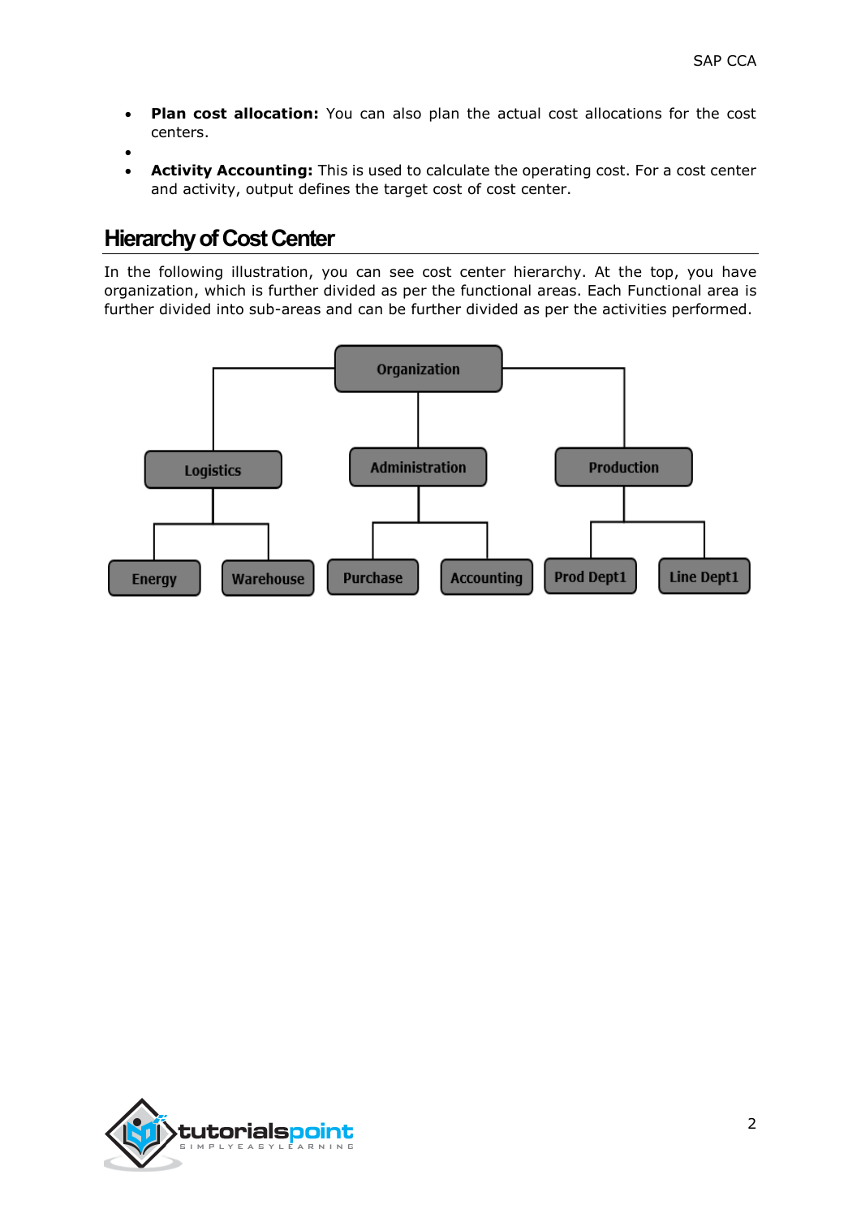- **Plan cost allocation:** You can also plan the actual cost allocations for the cost centers.
- **Activity Accounting:** This is used to calculate the operating cost. For a cost center and activity, output defines the target cost of cost center.

## Hierarchy of Cost Center

In the following illustration, you can see cost center hierarchy. At the top, you have organization, which is further divided as per the functional areas. Each Functional area is further divided into sub-areas and can be further divided as per the activities performed.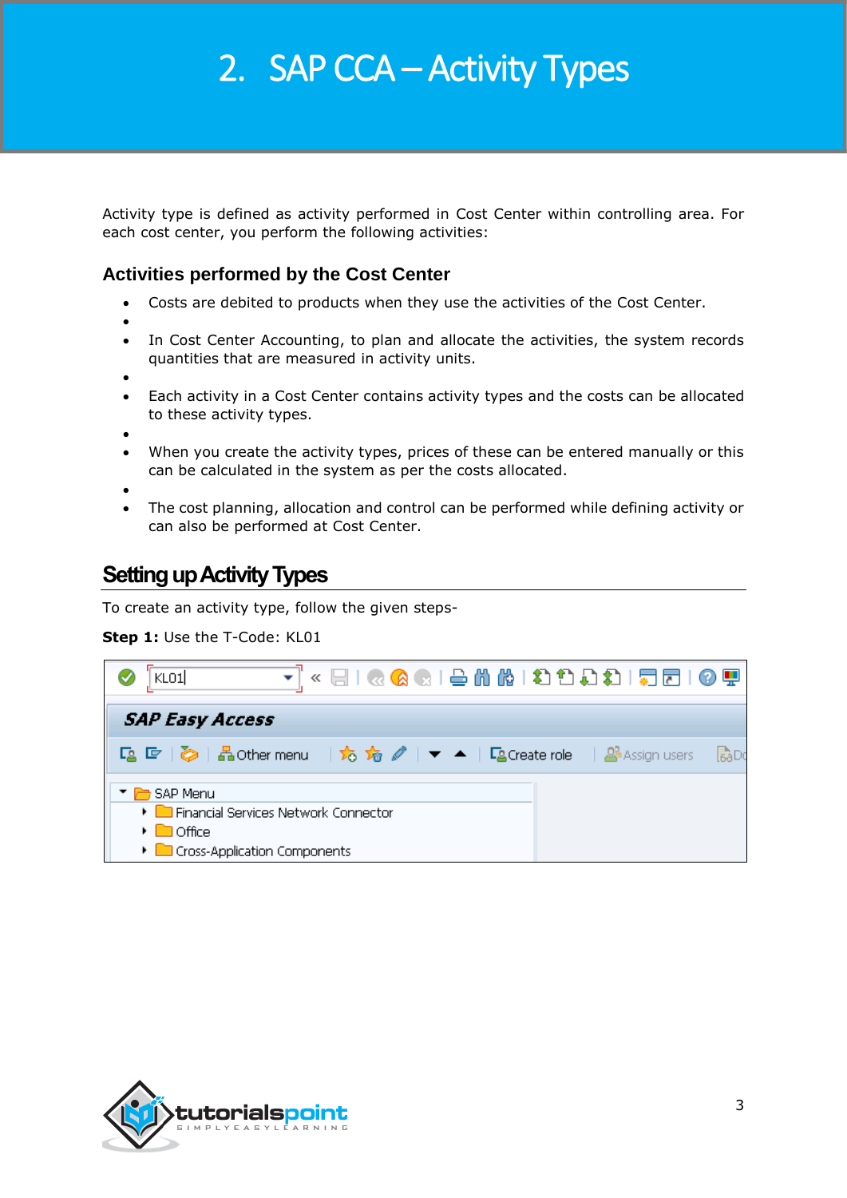# 2. SAP CCA – Activity Types

Activity type is defined as activity performed in Cost Center within controlling area. For each cost center, you perform the following activities:

### Activities performed by the Cost Center

- Costs are debited to products when they use the activities of the Cost Center.
- In Cost Center Accounting, to plan and allocate the activities, the system records quantities that are measured in activity units.
- Each activity in a Cost Center contains activity types and the costs can be allocated to these activity types.
- When you create the activity types, prices of these can be entered manually or this can be calculated in the system as per the costs allocated.
- The cost planning, allocation and control can be performed while defining activity or can also be performed at Cost Center.

## Setting up Activity Types

To create an activity type, follow the given steps-

**Step 1:** Use the T-Code: KL01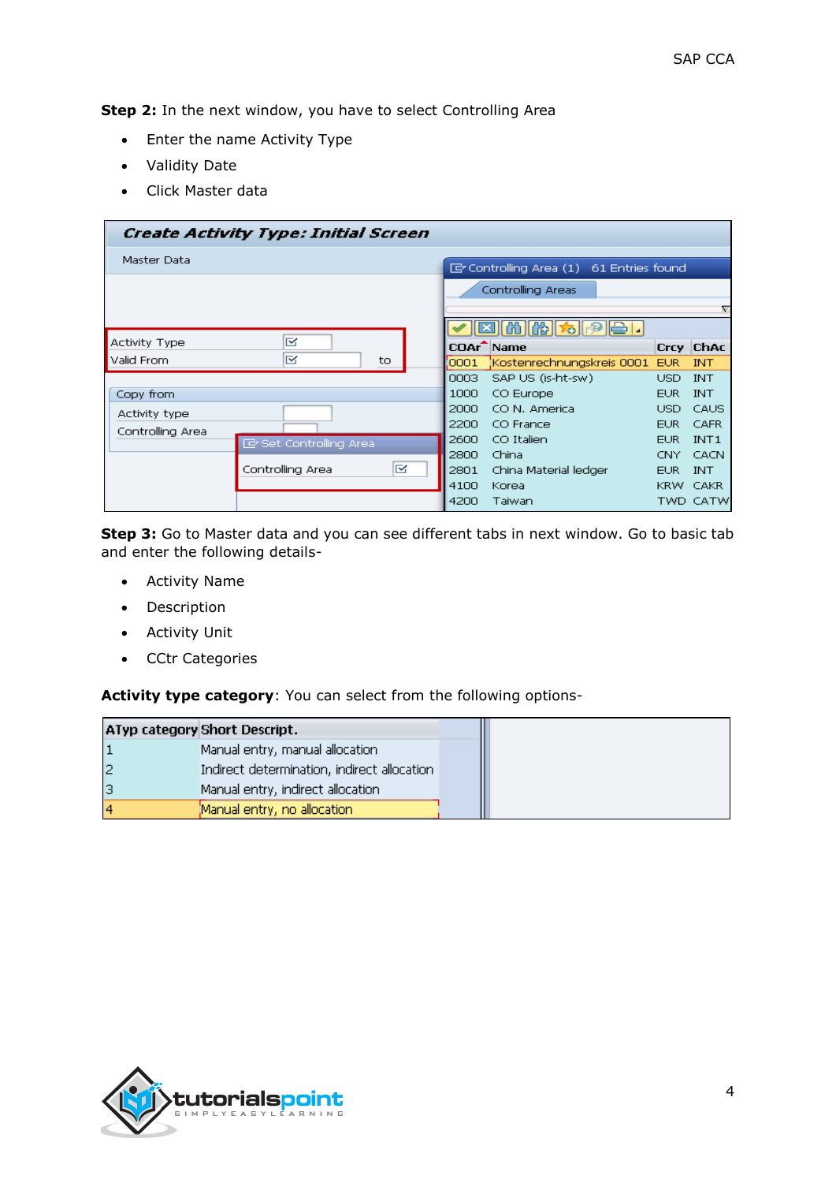**Step 2:** In the next window, you have to select Controlling Area

- Enter the name Activity Type
- Validity Date
- Click Master data

**Step 3:** Go to Master data and you can see different tabs in next window. Go to basic tab and enter the following details-

- Activity Name
- Description
- Activity Unit
- CCtr Categories

**Activity type category**: You can select from the following options-

| ATyp category | Short Descript. |
|---|---|
| 1 | Manual entry, manual allocation |
| 2 | Indirect determination, indirect allocation |
| 3 | Manual entry, indirect allocation |
| 4 | Manual entry, no allocation |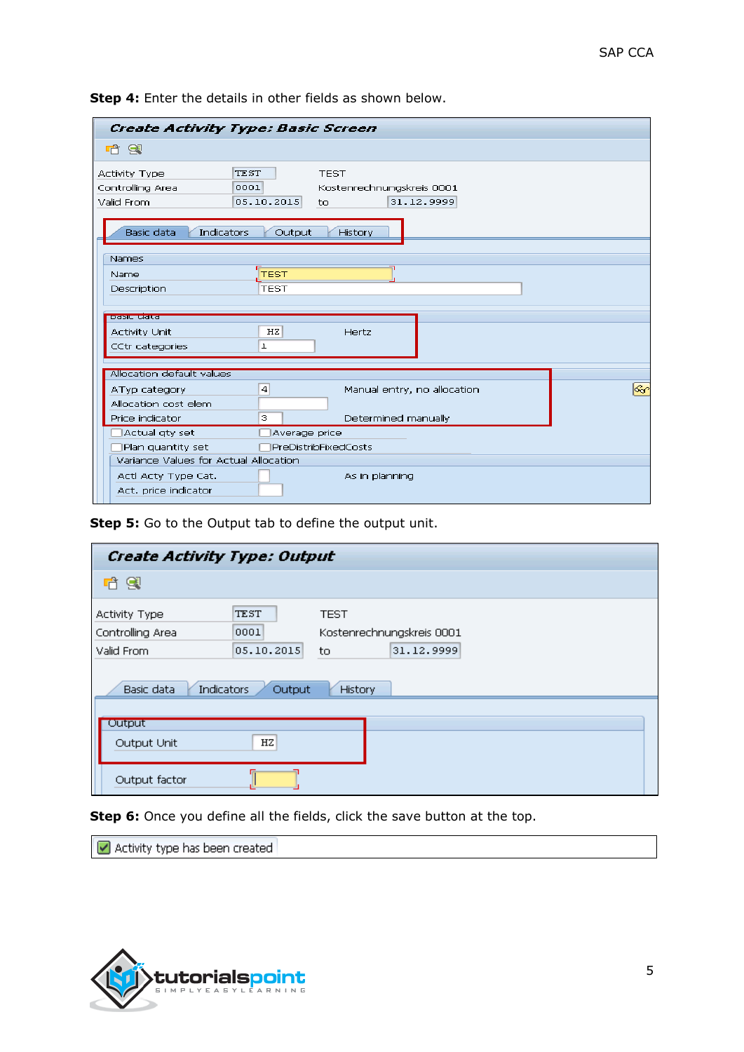**Step 4:** Enter the details in other fields as shown below.

**Create Activity Type: Basic Screen**

| | | | |
|---|---|---|---|
| Activity Type | TEST | TEST | |
| Controlling Area | 0001 | Kostenrechnungskreis 0001 | |
| Valid From | 05.10.2015 | to | 31.12.9999 |

Basic data | Indicators | Output | History

Names

| | |
|---|---|
| Name | TEST |
| Description | TEST |

Basic data

| | | |
|---|---|---|
| Activity Unit | HZ | Hertz |
| CCtr categories | 1 | |

Allocation default values

| | | |
|---|---|---|
| ATyp category | 4 | Manual entry, no allocation |
| Allocation cost elem | | |
| Price indicator | 3 | Determined manually |

☐ Actual qty set ☐ Average price
☐ Plan quantity set ☐ PreDistribFixedCosts

Variance Values for Actual Allocation

| | | |
|---|---|---|
| Actl Acty Type Cat. | | As in planning |
| Act. price indicator | | |

**Step 5:** Go to the Output tab to define the output unit.

**Create Activity Type: Output**

| | | | |
|---|---|---|---|
| Activity Type | TEST | TEST | |
| Controlling Area | 0001 | Kostenrechnungskreis 0001 | |
| Valid From | 05.10.2015 | to | 31.12.9999 |

Basic data | Indicators | Output | History

Output

| | |
|---|---|
| Output Unit | HZ |
| Output factor | |

**Step 6:** Once you define all the fields, click the save button at the top.

Activity type has been created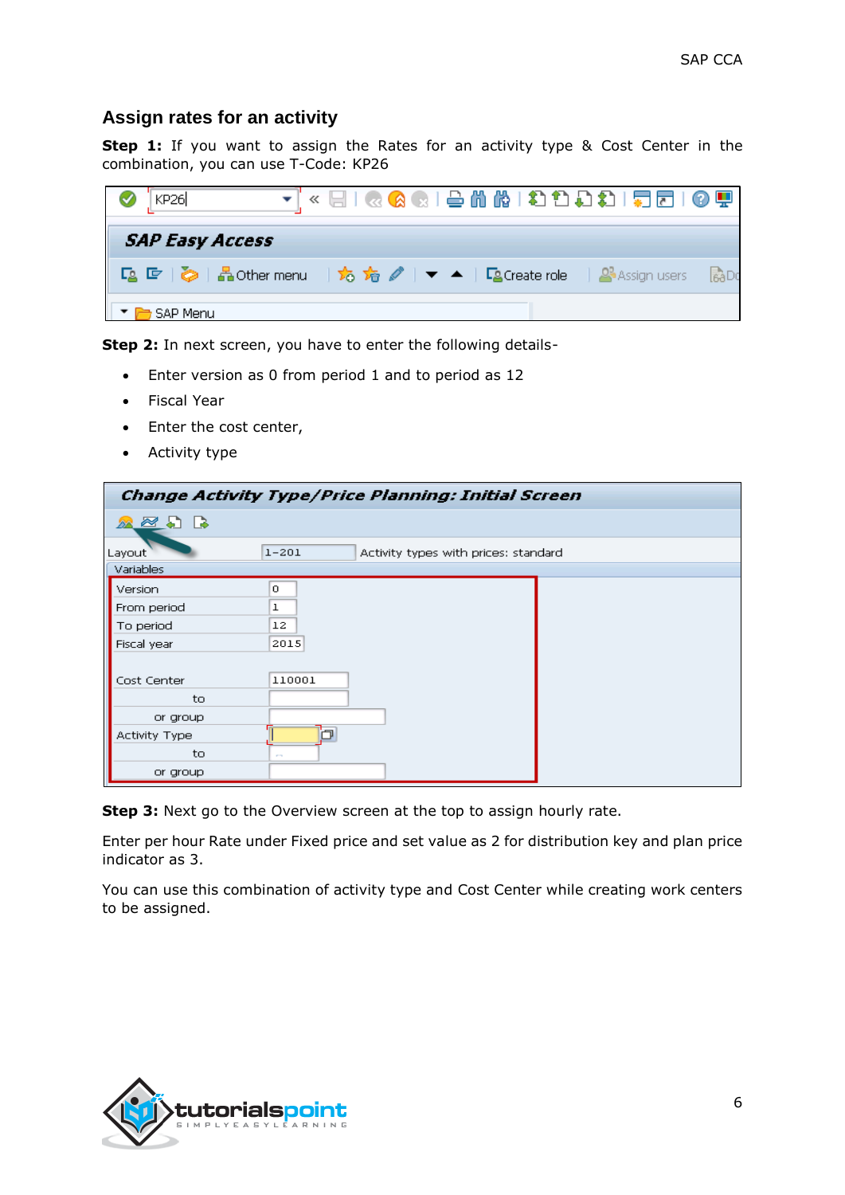## Assign rates for an activity

**Step 1:** If you want to assign the Rates for an activity type & Cost Center in the combination, you can use T-Code: KP26

**Step 2:** In next screen, you have to enter the following details-

- Enter version as 0 from period 1 and to period as 12
- Fiscal Year
- Enter the cost center,
- Activity type

**Step 3:** Next go to the Overview screen at the top to assign hourly rate.

Enter per hour Rate under Fixed price and set value as 2 for distribution key and plan price indicator as 3.

You can use this combination of activity type and Cost Center while creating work centers to be assigned.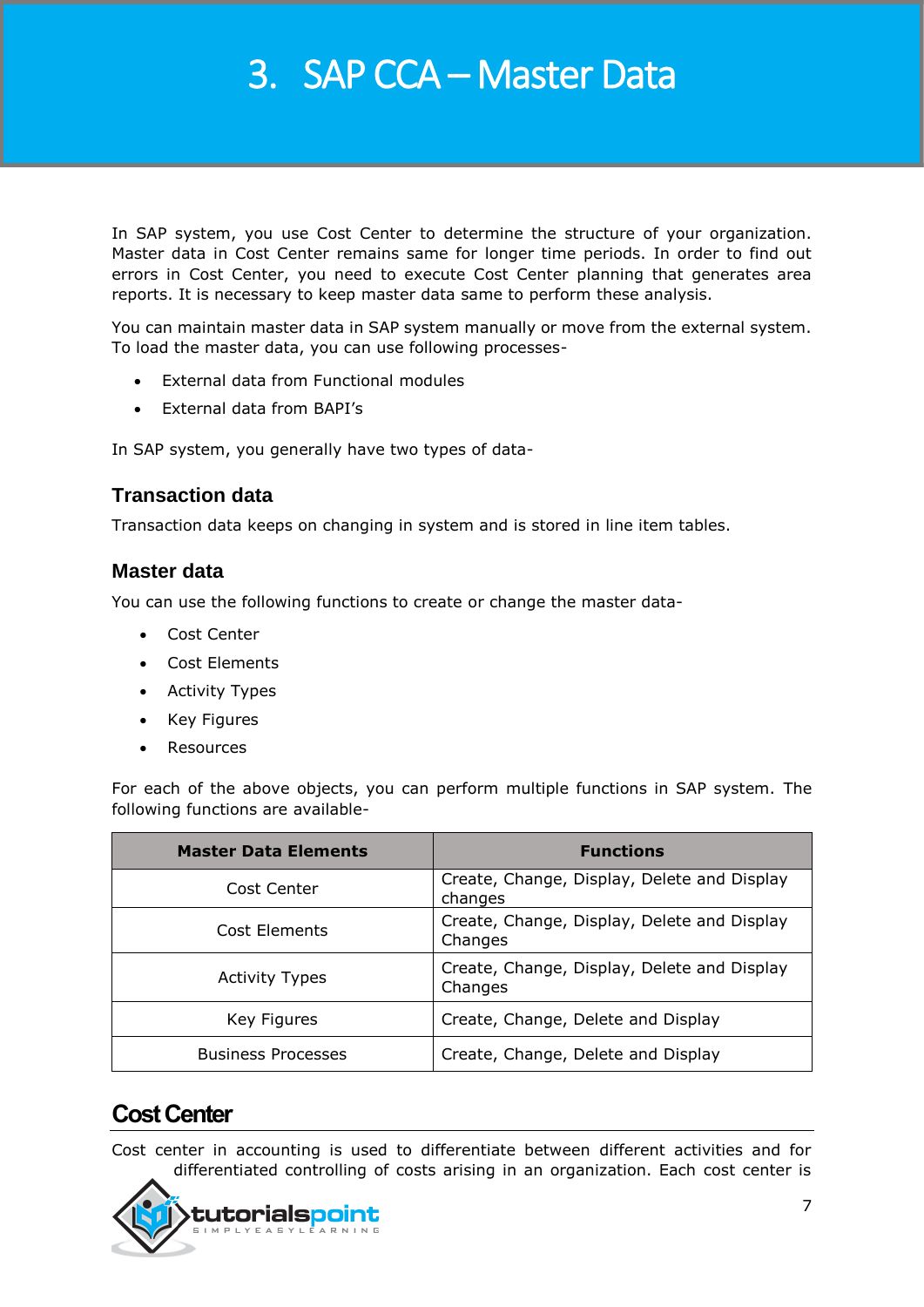# 3. SAP CCA – Master Data

In SAP system, you use Cost Center to determine the structure of your organization. Master data in Cost Center remains same for longer time periods. In order to find out errors in Cost Center, you need to execute Cost Center planning that generates area reports. It is necessary to keep master data same to perform these analysis.

You can maintain master data in SAP system manually or move from the external system. To load the master data, you can use following processes-

- External data from Functional modules
- External data from BAPI's

In SAP system, you generally have two types of data-

### Transaction data

Transaction data keeps on changing in system and is stored in line item tables.

### Master data

You can use the following functions to create or change the master data-

- Cost Center
- Cost Elements
- Activity Types
- Key Figures
- Resources

For each of the above objects, you can perform multiple functions in SAP system. The following functions are available-

| Master Data Elements | Functions |
|---|---|
| Cost Center | Create, Change, Display, Delete and Display changes |
| Cost Elements | Create, Change, Display, Delete and Display Changes |
| Activity Types | Create, Change, Display, Delete and Display Changes |
| Key Figures | Create, Change, Delete and Display |
| Business Processes | Create, Change, Delete and Display |

## Cost Center

Cost center in accounting is used to differentiate between different activities and for differentiated controlling of costs arising in an organization. Each cost center is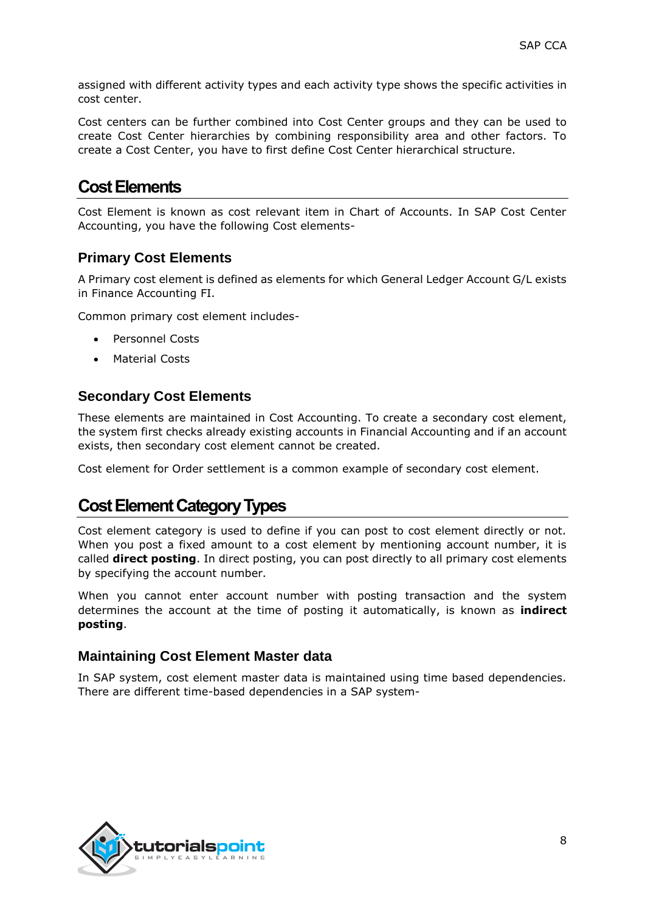assigned with different activity types and each activity type shows the specific activities in cost center.

Cost centers can be further combined into Cost Center groups and they can be used to create Cost Center hierarchies by combining responsibility area and other factors. To create a Cost Center, you have to first define Cost Center hierarchical structure.

## Cost Elements

Cost Element is known as cost relevant item in Chart of Accounts. In SAP Cost Center Accounting, you have the following Cost elements-

### Primary Cost Elements

A Primary cost element is defined as elements for which General Ledger Account G/L exists in Finance Accounting FI.

Common primary cost element includes-

- Personnel Costs
- Material Costs

### Secondary Cost Elements

These elements are maintained in Cost Accounting. To create a secondary cost element, the system first checks already existing accounts in Financial Accounting and if an account exists, then secondary cost element cannot be created.

Cost element for Order settlement is a common example of secondary cost element.

## Cost Element Category Types

Cost element category is used to define if you can post to cost element directly or not. When you post a fixed amount to a cost element by mentioning account number, it is called **direct posting**. In direct posting, you can post directly to all primary cost elements by specifying the account number.

When you cannot enter account number with posting transaction and the system determines the account at the time of posting it automatically, is known as **indirect posting**.

### Maintaining Cost Element Master data

In SAP system, cost element master data is maintained using time based dependencies. There are different time-based dependencies in a SAP system-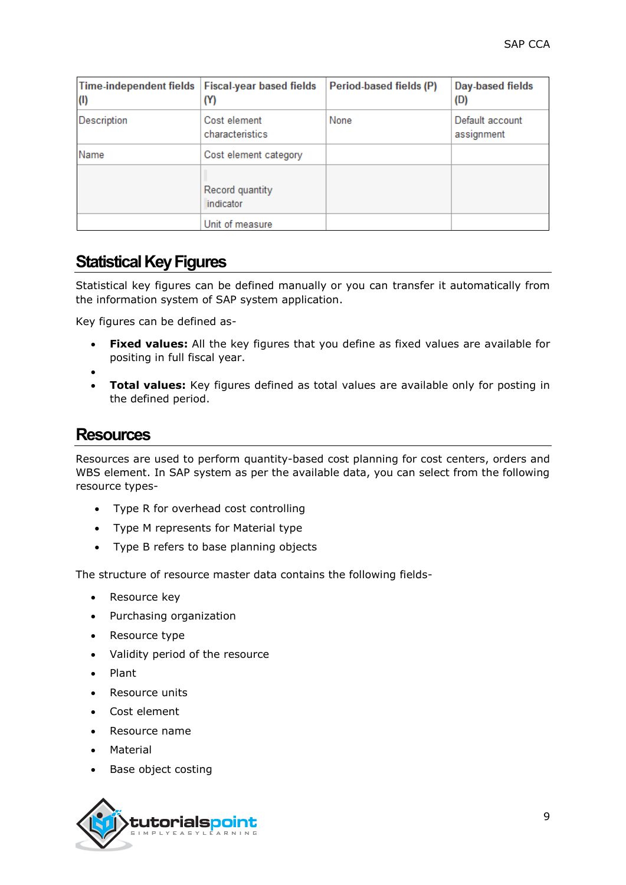| Time-independent fields (I) | Fiscal-year based fields (Y) | Period-based fields (P) | Day-based fields (D) |
|---|---|---|---|
| Description | Cost element characteristics | None | Default account assignment |
| Name | Cost element category | | |
| | Record quantity indicator | | |
| | Unit of measure | | |

## Statistical Key Figures

Statistical key figures can be defined manually or you can transfer it automatically from the information system of SAP system application.

Key figures can be defined as-

- **Fixed values:** All the key figures that you define as fixed values are available for positing in full fiscal year.
- **Total values:** Key figures defined as total values are available only for posting in the defined period.

## Resources

Resources are used to perform quantity-based cost planning for cost centers, orders and WBS element. In SAP system as per the available data, you can select from the following resource types-

- Type R for overhead cost controlling
- Type M represents for Material type
- Type B refers to base planning objects

The structure of resource master data contains the following fields-

- Resource key
- Purchasing organization
- Resource type
- Validity period of the resource
- Plant
- Resource units
- Cost element
- Resource name
- Material
- Base object costing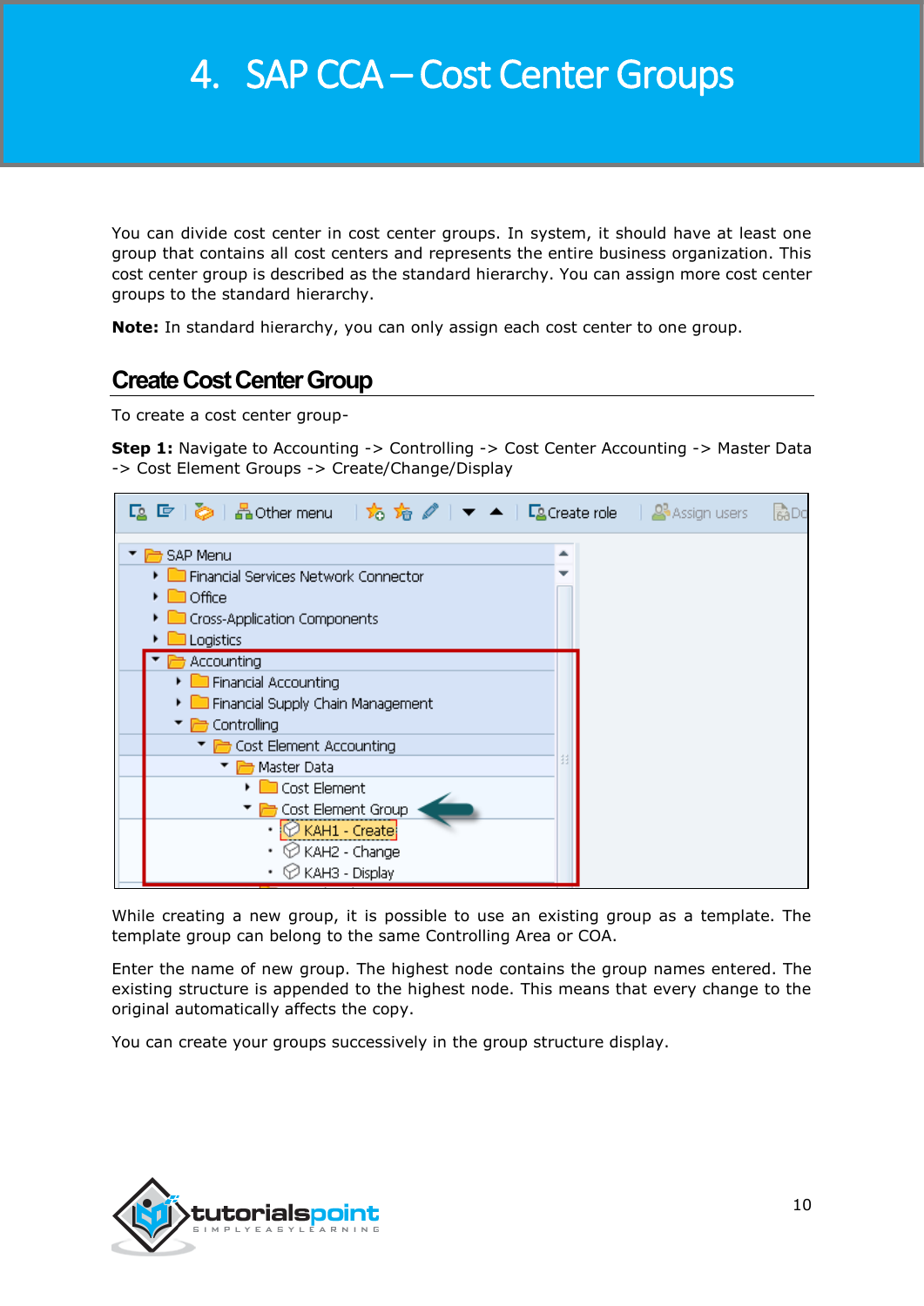# 4. SAP CCA – Cost Center Groups

You can divide cost center in cost center groups. In system, it should have at least one group that contains all cost centers and represents the entire business organization. This cost center group is described as the standard hierarchy. You can assign more cost center groups to the standard hierarchy.

**Note:** In standard hierarchy, you can only assign each cost center to one group.

## Create Cost Center Group

To create a cost center group-

**Step 1:** Navigate to Accounting -> Controlling -> Cost Center Accounting -> Master Data -> Cost Element Groups -> Create/Change/Display

While creating a new group, it is possible to use an existing group as a template. The template group can belong to the same Controlling Area or COA.

Enter the name of new group. The highest node contains the group names entered. The existing structure is appended to the highest node. This means that every change to the original automatically affects the copy.

You can create your groups successively in the group structure display.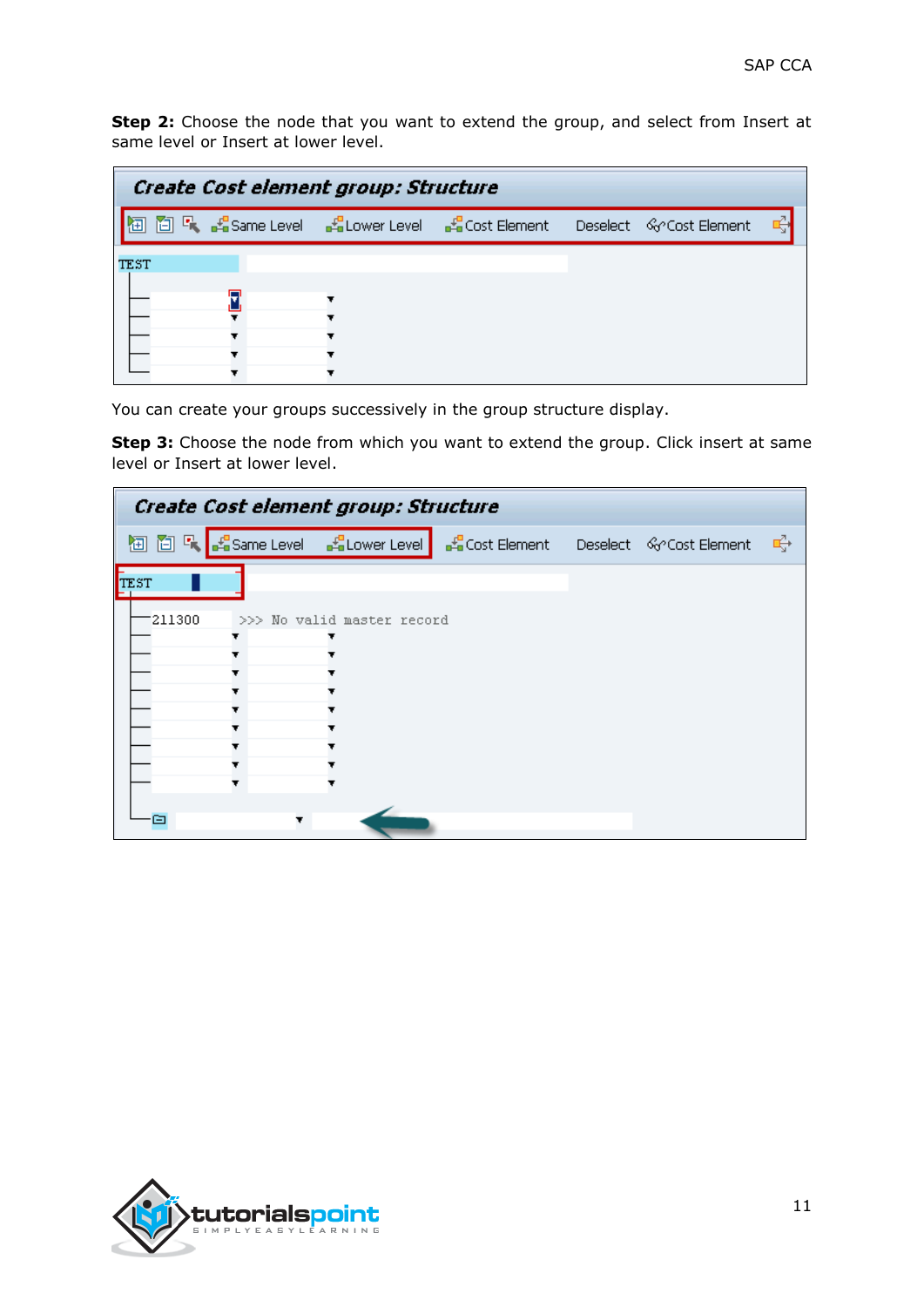**Step 2:** Choose the node that you want to extend the group, and select from Insert at same level or Insert at lower level.

You can create your groups successively in the group structure display.

**Step 3:** Choose the node from which you want to extend the group. Click insert at same level or Insert at lower level.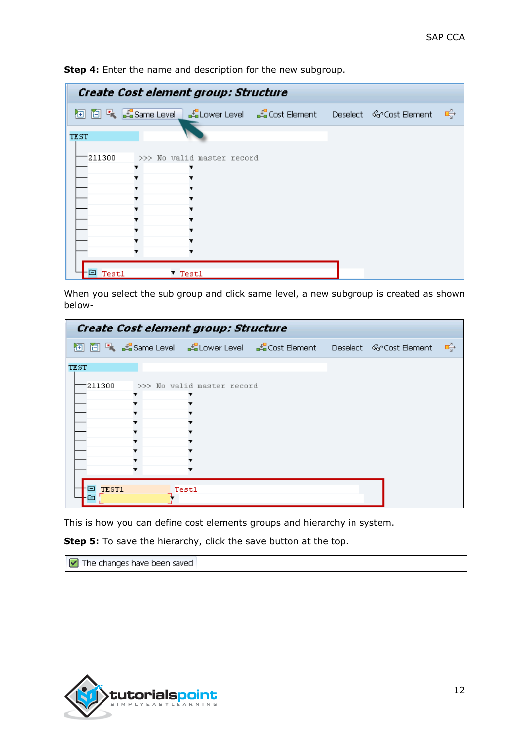**Step 4:** Enter the name and description for the new subgroup.

When you select the sub group and click same level, a new subgroup is created as shown below-

This is how you can define cost elements groups and hierarchy in system.

**Step 5:** To save the hierarchy, click the save button at the top.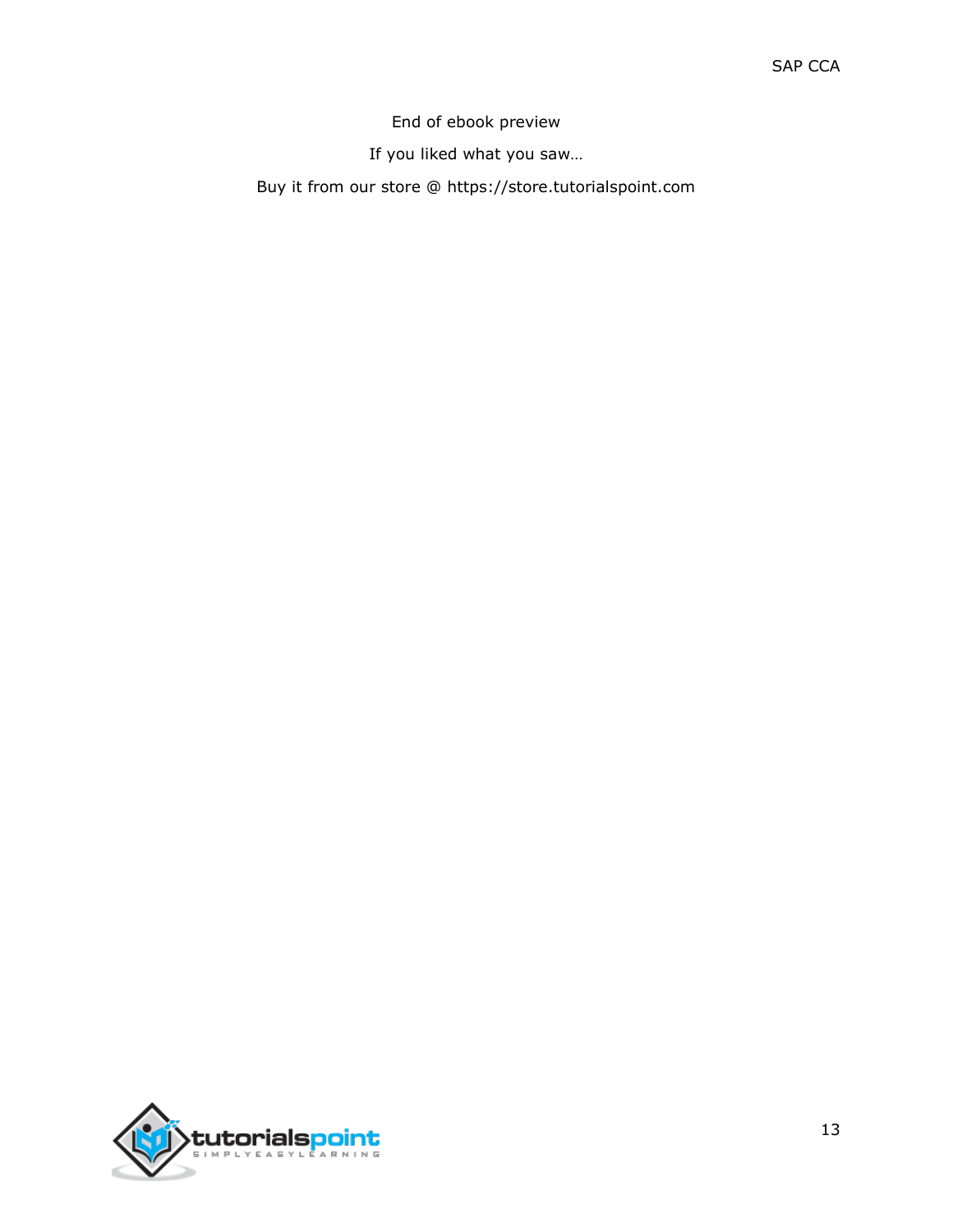End of ebook preview

If you liked what you saw…

Buy it from our store @ https://store.tutorialspoint.com